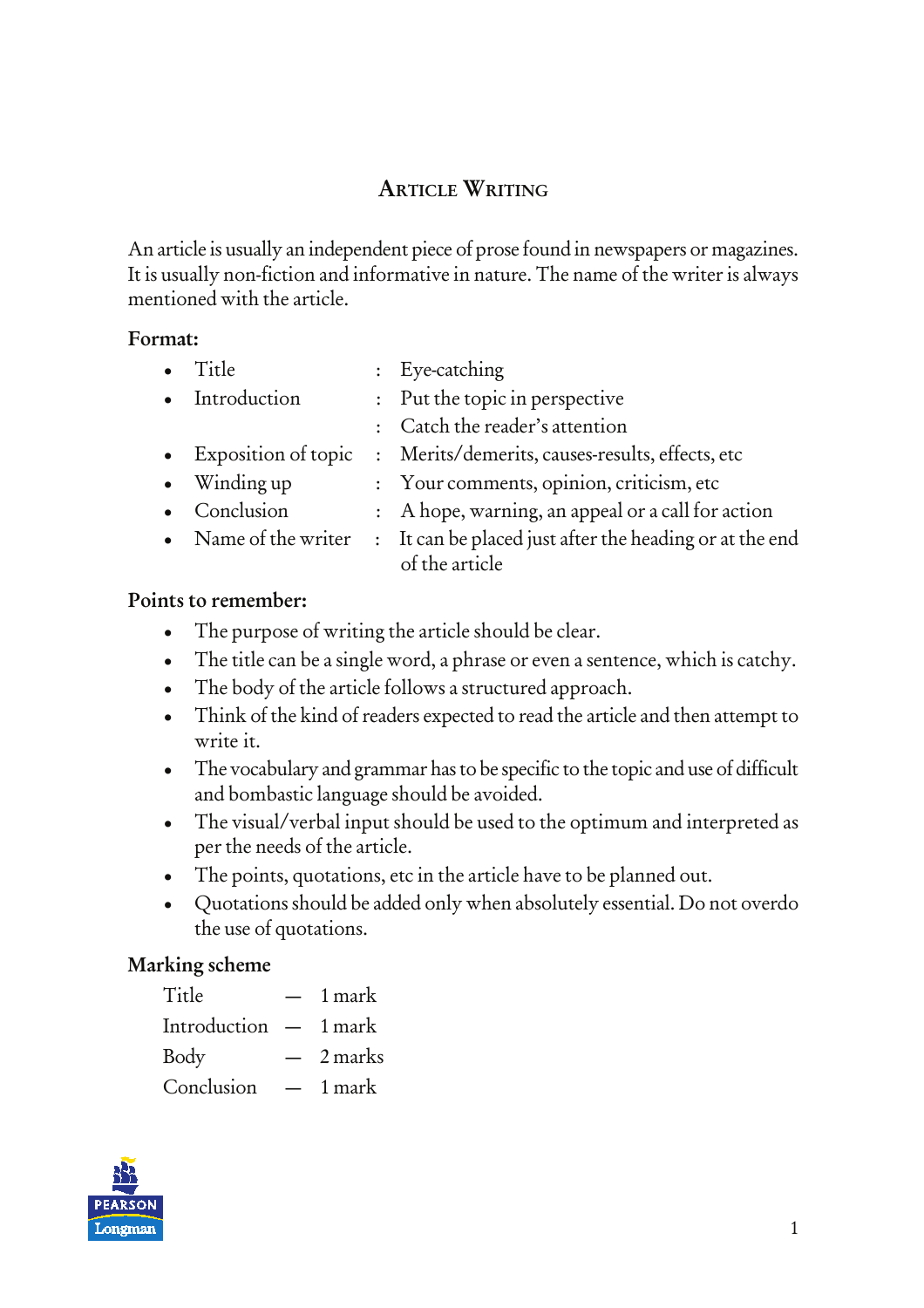# Article Writing

An article is usually an independent piece of prose found in newspapers or magazines. It is usually non-fiction and informative in nature. The name of the writer is always mentioned with the article.

**Format:**

- Title : Eye-catching
- Introduction : Put the topic in perspective
  : Catch the reader's attention
- Exposition of topic : Merits/demerits, causes-results, effects, etc
- Winding up : Your comments, opinion, criticism, etc
- Conclusion : A hope, warning, an appeal or a call for action
- Name of the writer : It can be placed just after the heading or at the end of the article

**Points to remember:**

- The purpose of writing the article should be clear.
- The title can be a single word, a phrase or even a sentence, which is catchy.
- The body of the article follows a structured approach.
- Think of the kind of readers expected to read the article and then attempt to write it.
- The vocabulary and grammar has to be specific to the topic and use of difficult and bombastic language should be avoided.
- The visual/verbal input should be used to the optimum and interpreted as per the needs of the article.
- The points, quotations, etc in the article have to be planned out.
- Quotations should be added only when absolutely essential. Do not overdo the use of quotations.

**Marking scheme**

Title — 1 mark
Introduction — 1 mark
Body — 2 marks
Conclusion — 1 mark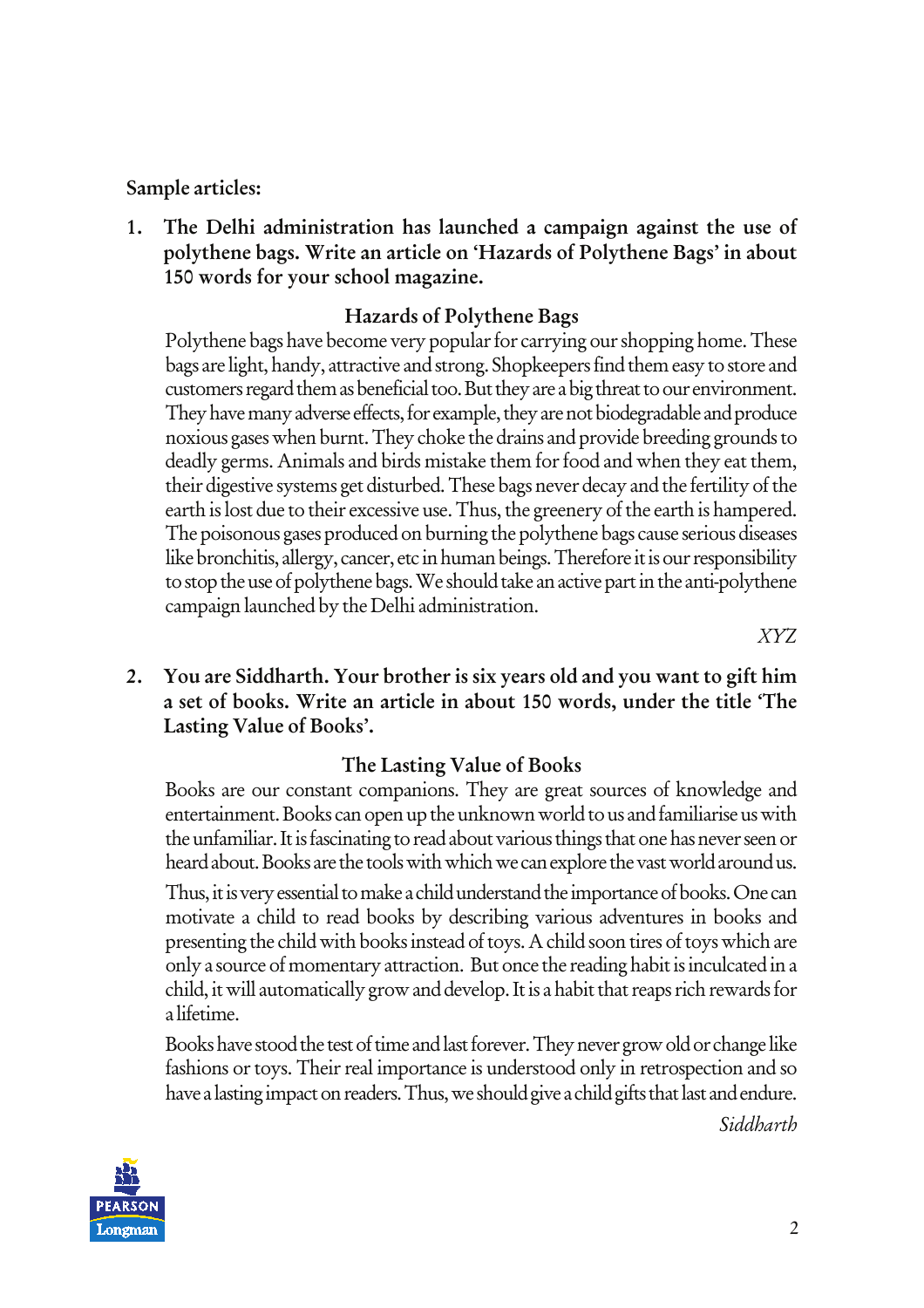**Sample articles:**

1. **The Delhi administration has launched a campaign against the use of polythene bags. Write an article on 'Hazards of Polythene Bags' in about 150 words for your school magazine.**

**Hazards of Polythene Bags**

Polythene bags have become very popular for carrying our shopping home. These bags are light, handy, attractive and strong. Shopkeepers find them easy to store and customers regard them as beneficial too. But they are a big threat to our environment. They have many adverse effects, for example, they are not biodegradable and produce noxious gases when burnt. They choke the drains and provide breeding grounds to deadly germs. Animals and birds mistake them for food and when they eat them, their digestive systems get disturbed. These bags never decay and the fertility of the earth is lost due to their excessive use. Thus, the greenery of the earth is hampered. The poisonous gases produced on burning the polythene bags cause serious diseases like bronchitis, allergy, cancer, etc in human beings. Therefore it is our responsibility to stop the use of polythene bags. We should take an active part in the anti-polythene campaign launched by the Delhi administration.

*XYZ*

2. **You are Siddharth. Your brother is six years old and you want to gift him a set of books. Write an article in about 150 words, under the title 'The Lasting Value of Books'.**

**The Lasting Value of Books**

Books are our constant companions. They are great sources of knowledge and entertainment. Books can open up the unknown world to us and familiarise us with the unfamiliar. It is fascinating to read about various things that one has never seen or heard about. Books are the tools with which we can explore the vast world around us.

Thus, it is very essential to make a child understand the importance of books. One can motivate a child to read books by describing various adventures in books and presenting the child with books instead of toys. A child soon tires of toys which are only a source of momentary attraction. But once the reading habit is inculcated in a child, it will automatically grow and develop. It is a habit that reaps rich rewards for a lifetime.

Books have stood the test of time and last forever. They never grow old or change like fashions or toys. Their real importance is understood only in retrospection and so have a lasting impact on readers. Thus, we should give a child gifts that last and endure.

*Siddharth*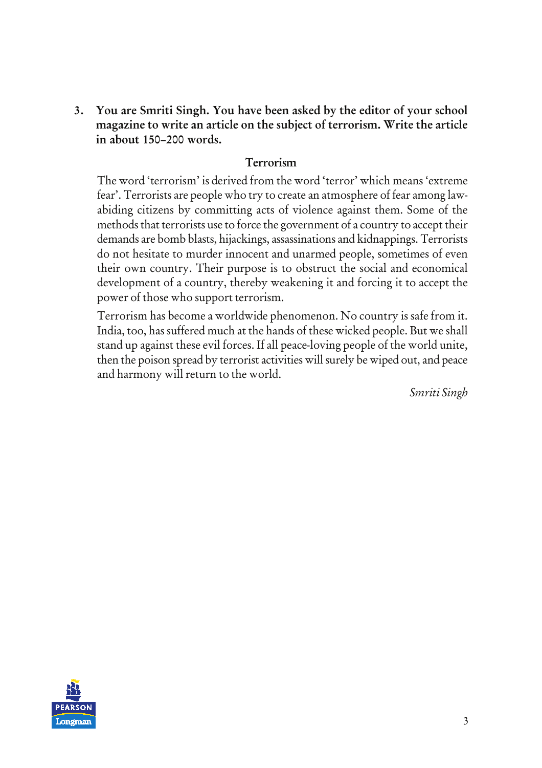**3. You are Smriti Singh. You have been asked by the editor of your school magazine to write an article on the subject of terrorism. Write the article in about 150–200 words.**

**Terrorism**

The word 'terrorism' is derived from the word 'terror' which means 'extreme fear'. Terrorists are people who try to create an atmosphere of fear among law-abiding citizens by committing acts of violence against them. Some of the methods that terrorists use to force the government of a country to accept their demands are bomb blasts, hijackings, assassinations and kidnappings. Terrorists do not hesitate to murder innocent and unarmed people, sometimes of even their own country. Their purpose is to obstruct the social and economical development of a country, thereby weakening it and forcing it to accept the power of those who support terrorism.

Terrorism has become a worldwide phenomenon. No country is safe from it. India, too, has suffered much at the hands of these wicked people. But we shall stand up against these evil forces. If all peace-loving people of the world unite, then the poison spread by terrorist activities will surely be wiped out, and peace and harmony will return to the world.

*Smriti Singh*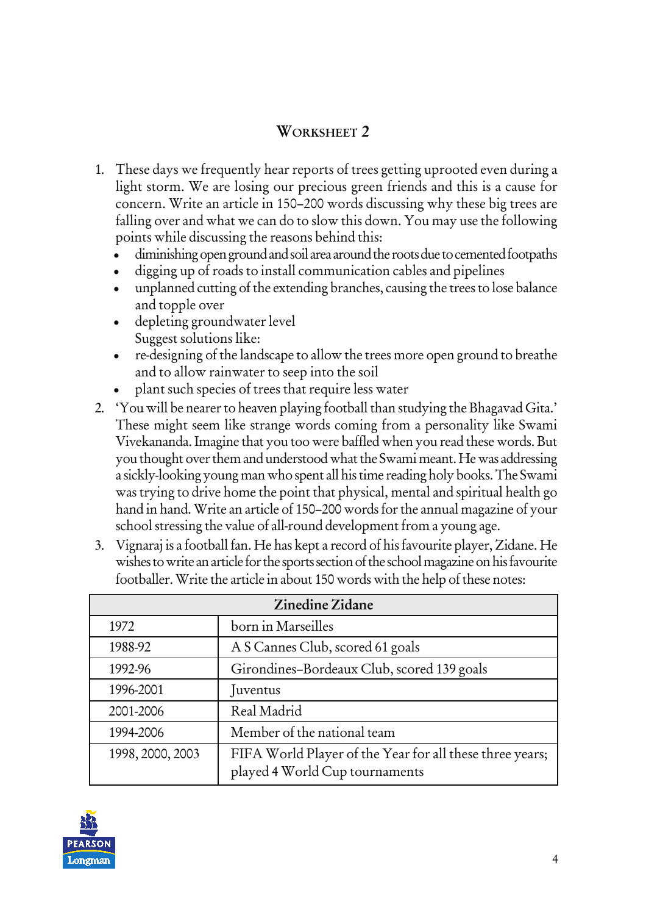## Worksheet 2

1. These days we frequently hear reports of trees getting uprooted even during a light storm. We are losing our precious green friends and this is a cause for concern. Write an article in 150–200 words discussing why these big trees are falling over and what we can do to slow this down. You may use the following points while discussing the reasons behind this:
   - diminishing open ground and soil area around the roots due to cemented footpaths
   - digging up of roads to install communication cables and pipelines
   - unplanned cutting of the extending branches, causing the trees to lose balance and topple over
   - depleting groundwater level

   Suggest solutions like:
   - re-designing of the landscape to allow the trees more open ground to breathe and to allow rainwater to seep into the soil
   - plant such species of trees that require less water
2. 'You will be nearer to heaven playing football than studying the Bhagavad Gita.' These might seem like strange words coming from a personality like Swami Vivekananda. Imagine that you too were baffled when you read these words. But you thought over them and understood what the Swami meant. He was addressing a sickly-looking young man who spent all his time reading holy books. The Swami was trying to drive home the point that physical, mental and spiritual health go hand in hand. Write an article of 150–200 words for the annual magazine of your school stressing the value of all-round development from a young age.
3. Vignaraj is a football fan. He has kept a record of his favourite player, Zidane. He wishes to write an article for the sports section of the school magazine on his favourite footballer. Write the article in about 150 words with the help of these notes:

| Zinedine Zidane | |
|---|---|
| 1972 | born in Marseilles |
| 1988-92 | A S Cannes Club, scored 61 goals |
| 1992-96 | Girondines–Bordeaux Club, scored 139 goals |
| 1996-2001 | Juventus |
| 2001-2006 | Real Madrid |
| 1994-2006 | Member of the national team |
| 1998, 2000, 2003 | FIFA World Player of the Year for all these three years; played 4 World Cup tournaments |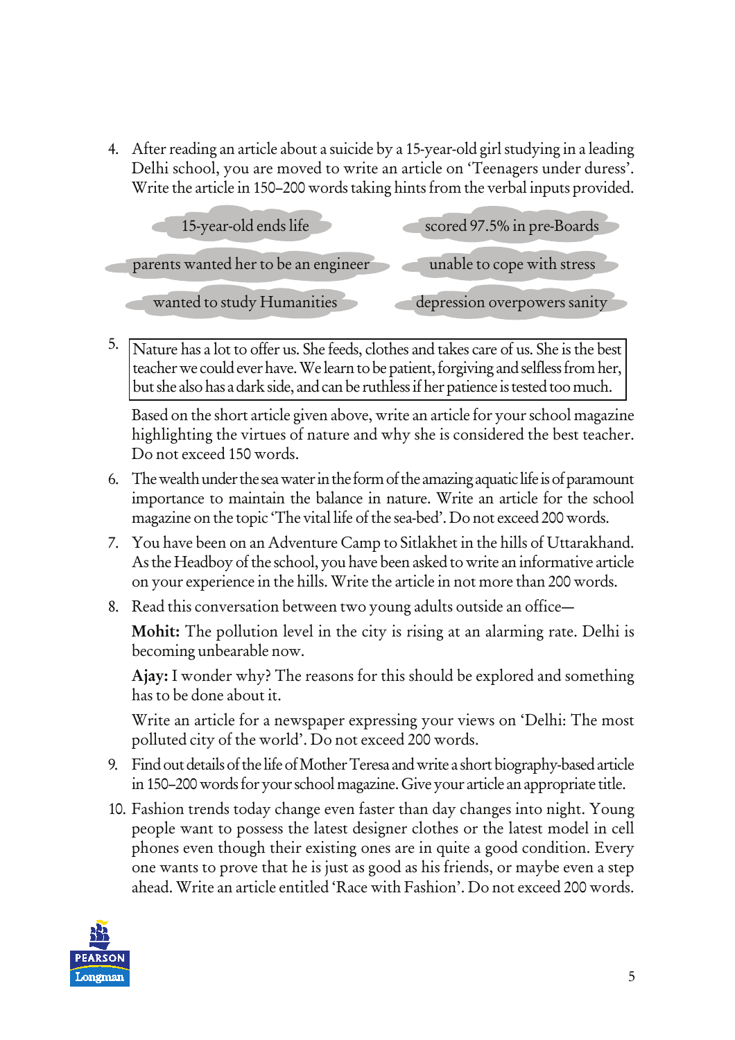4. After reading an article about a suicide by a 15-year-old girl studying in a leading Delhi school, you are moved to write an article on 'Teenagers under duress'. Write the article in 150–200 words taking hints from the verbal inputs provided.

   - 15-year-old ends life
   - scored 97.5% in pre-Boards
   - parents wanted her to be an engineer
   - unable to cope with stress
   - wanted to study Humanities
   - depression overpowers sanity

5. > Nature has a lot to offer us. She feeds, clothes and takes care of us. She is the best teacher we could ever have. We learn to be patient, forgiving and selfless from her, but she also has a dark side, and can be ruthless if her patience is tested too much.

   Based on the short article given above, write an article for your school magazine highlighting the virtues of nature and why she is considered the best teacher. Do not exceed 150 words.

6. The wealth under the sea water in the form of the amazing aquatic life is of paramount importance to maintain the balance in nature. Write an article for the school magazine on the topic 'The vital life of the sea-bed'. Do not exceed 200 words.

7. You have been on an Adventure Camp to Sitlakhet in the hills of Uttarakhand. As the Headboy of the school, you have been asked to write an informative article on your experience in the hills. Write the article in not more than 200 words.

8. Read this conversation between two young adults outside an office—

   **Mohit:** The pollution level in the city is rising at an alarming rate. Delhi is becoming unbearable now.

   **Ajay:** I wonder why? The reasons for this should be explored and something has to be done about it.

   Write an article for a newspaper expressing your views on 'Delhi: The most polluted city of the world'. Do not exceed 200 words.

9. Find out details of the life of Mother Teresa and write a short biography-based article in 150–200 words for your school magazine. Give your article an appropriate title.

10. Fashion trends today change even faster than day changes into night. Young people want to possess the latest designer clothes or the latest model in cell phones even though their existing ones are in quite a good condition. Every one wants to prove that he is just as good as his friends, or maybe even a step ahead. Write an article entitled 'Race with Fashion'. Do not exceed 200 words.